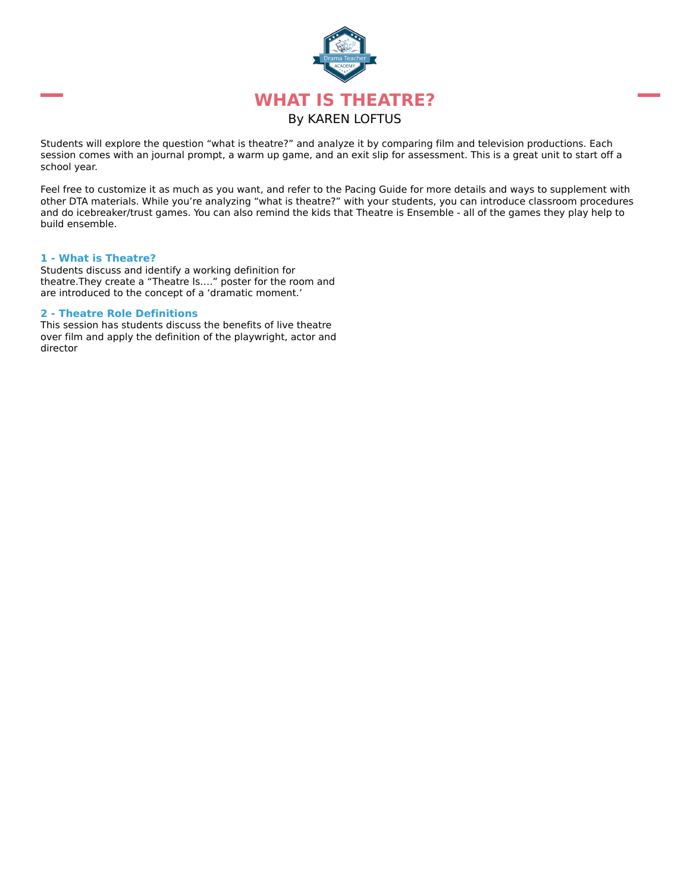# WHAT IS THEATRE?

By KAREN LOFTUS

Students will explore the question "what is theatre?" and analyze it by comparing film and television productions. Each session comes with an journal prompt, a warm up game, and an exit slip for assessment. This is a great unit to start off a school year.

Feel free to customize it as much as you want, and refer to the Pacing Guide for more details and ways to supplement with other DTA materials. While you're analyzing "what is theatre?" with your students, you can introduce classroom procedures and do icebreaker/trust games. You can also remind the kids that Theatre is Ensemble - all of the games they play help to build ensemble.

### 1 - What is Theatre?

Students discuss and identify a working definition for theatre.They create a "Theatre Is...." poster for the room and are introduced to the concept of a 'dramatic moment.'

### 2 - Theatre Role Definitions

This session has students discuss the benefits of live theatre over film and apply the definition of the playwright, actor and director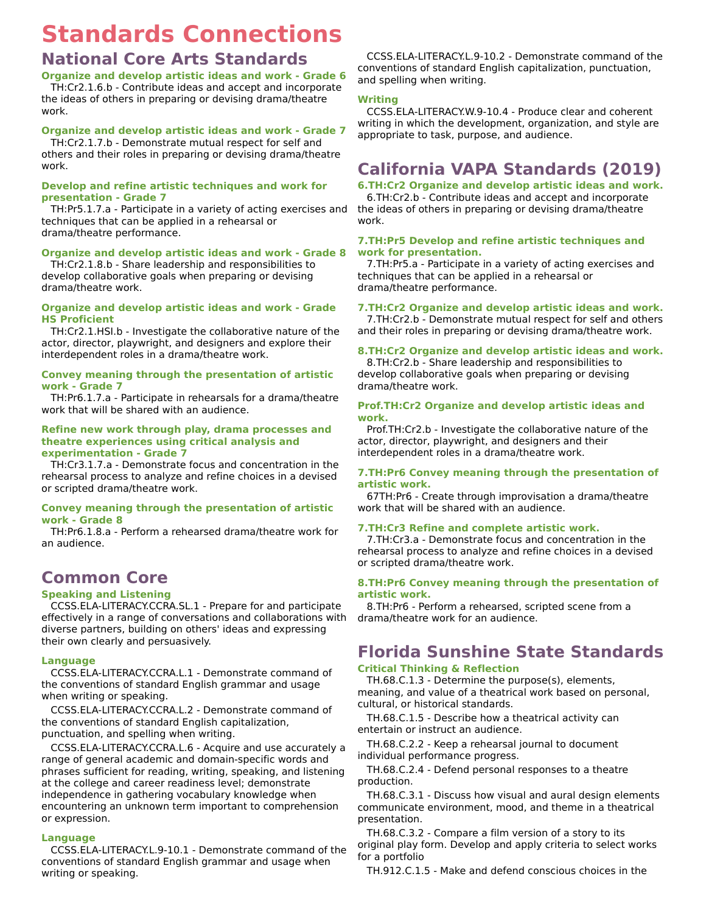# Standards Connections

## National Core Arts Standards

### Organize and develop artistic ideas and work - Grade 6

TH:Cr2.1.6.b - Contribute ideas and accept and incorporate the ideas of others in preparing or devising drama/theatre work.

### Organize and develop artistic ideas and work - Grade 7

TH:Cr2.1.7.b - Demonstrate mutual respect for self and others and their roles in preparing or devising drama/theatre work.

### Develop and refine artistic techniques and work for presentation - Grade 7

TH:Pr5.1.7.a - Participate in a variety of acting exercises and techniques that can be applied in a rehearsal or drama/theatre performance.

### Organize and develop artistic ideas and work - Grade 8

TH:Cr2.1.8.b - Share leadership and responsibilities to develop collaborative goals when preparing or devising drama/theatre work.

### Organize and develop artistic ideas and work - Grade HS Proficient

TH:Cr2.1.HSI.b - Investigate the collaborative nature of the actor, director, playwright, and designers and explore their interdependent roles in a drama/theatre work.

### Convey meaning through the presentation of artistic work - Grade 7

TH:Pr6.1.7.a - Participate in rehearsals for a drama/theatre work that will be shared with an audience.

### Refine new work through play, drama processes and theatre experiences using critical analysis and experimentation - Grade 7

TH:Cr3.1.7.a - Demonstrate focus and concentration in the rehearsal process to analyze and refine choices in a devised or scripted drama/theatre work.

### Convey meaning through the presentation of artistic work - Grade 8

TH:Pr6.1.8.a - Perform a rehearsed drama/theatre work for an audience.

## Common Core

### Speaking and Listening

CCSS.ELA-LITERACY.CCRA.SL.1 - Prepare for and participate effectively in a range of conversations and collaborations with diverse partners, building on others' ideas and expressing their own clearly and persuasively.

### Language

CCSS.ELA-LITERACY.CCRA.L.1 - Demonstrate command of the conventions of standard English grammar and usage when writing or speaking.

CCSS.ELA-LITERACY.CCRA.L.2 - Demonstrate command of the conventions of standard English capitalization, punctuation, and spelling when writing.

CCSS.ELA-LITERACY.CCRA.L.6 - Acquire and use accurately a range of general academic and domain-specific words and phrases sufficient for reading, writing, speaking, and listening at the college and career readiness level; demonstrate independence in gathering vocabulary knowledge when encountering an unknown term important to comprehension or expression.

### Language

CCSS.ELA-LITERACY.L.9-10.1 - Demonstrate command of the conventions of standard English grammar and usage when writing or speaking.

CCSS.ELA-LITERACY.L.9-10.2 - Demonstrate command of the conventions of standard English capitalization, punctuation, and spelling when writing.

### Writing

CCSS.ELA-LITERACY.W.9-10.4 - Produce clear and coherent writing in which the development, organization, and style are appropriate to task, purpose, and audience.

## California VAPA Standards (2019)

### 6.TH:Cr2 Organize and develop artistic ideas and work.

6.TH:Cr2.b - Contribute ideas and accept and incorporate the ideas of others in preparing or devising drama/theatre work.

### 7.TH:Pr5 Develop and refine artistic techniques and work for presentation.

7.TH:Pr5.a - Participate in a variety of acting exercises and techniques that can be applied in a rehearsal or drama/theatre performance.

### 7.TH:Cr2 Organize and develop artistic ideas and work.

7.TH:Cr2.b - Demonstrate mutual respect for self and others and their roles in preparing or devising drama/theatre work.

### 8.TH:Cr2 Organize and develop artistic ideas and work.

8.TH:Cr2.b - Share leadership and responsibilities to develop collaborative goals when preparing or devising drama/theatre work.

### Prof.TH:Cr2 Organize and develop artistic ideas and work.

Prof.TH:Cr2.b - Investigate the collaborative nature of the actor, director, playwright, and designers and their interdependent roles in a drama/theatre work.

### 7.TH:Pr6 Convey meaning through the presentation of artistic work.

67TH:Pr6 - Create through improvisation a drama/theatre work that will be shared with an audience.

### 7.TH:Cr3 Refine and complete artistic work.

7.TH:Cr3.a - Demonstrate focus and concentration in the rehearsal process to analyze and refine choices in a devised or scripted drama/theatre work.

### 8.TH:Pr6 Convey meaning through the presentation of artistic work.

8.TH:Pr6 - Perform a rehearsed, scripted scene from a drama/theatre work for an audience.

## Florida Sunshine State Standards

### Critical Thinking & Reflection

TH.68.C.1.3 - Determine the purpose(s), elements, meaning, and value of a theatrical work based on personal, cultural, or historical standards.

TH.68.C.1.5 - Describe how a theatrical activity can entertain or instruct an audience.

TH.68.C.2.2 - Keep a rehearsal journal to document individual performance progress.

TH.68.C.2.4 - Defend personal responses to a theatre production.

TH.68.C.3.1 - Discuss how visual and aural design elements communicate environment, mood, and theme in a theatrical presentation.

TH.68.C.3.2 - Compare a film version of a story to its original play form. Develop and apply criteria to select works for a portfolio

TH.912.C.1.5 - Make and defend conscious choices in the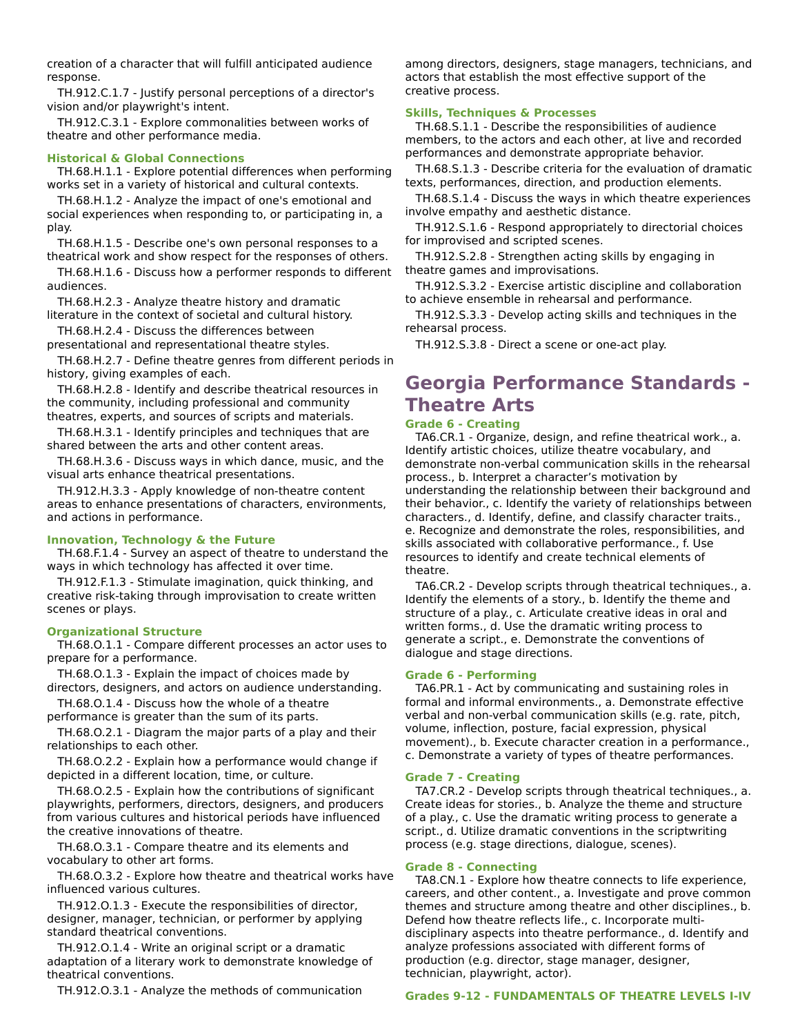creation of a character that will fulfill anticipated audience response.

TH.912.C.1.7 - Justify personal perceptions of a director's vision and/or playwright's intent.

TH.912.C.3.1 - Explore commonalities between works of theatre and other performance media.

### Historical & Global Connections

TH.68.H.1.1 - Explore potential differences when performing works set in a variety of historical and cultural contexts.

TH.68.H.1.2 - Analyze the impact of one's emotional and social experiences when responding to, or participating in, a play.

TH.68.H.1.5 - Describe one's own personal responses to a theatrical work and show respect for the responses of others.

TH.68.H.1.6 - Discuss how a performer responds to different audiences.

TH.68.H.2.3 - Analyze theatre history and dramatic literature in the context of societal and cultural history.

TH.68.H.2.4 - Discuss the differences between presentational and representational theatre styles.

TH.68.H.2.7 - Define theatre genres from different periods in history, giving examples of each.

TH.68.H.2.8 - Identify and describe theatrical resources in the community, including professional and community theatres, experts, and sources of scripts and materials.

TH.68.H.3.1 - Identify principles and techniques that are shared between the arts and other content areas.

TH.68.H.3.6 - Discuss ways in which dance, music, and the visual arts enhance theatrical presentations.

TH.912.H.3.3 - Apply knowledge of non-theatre content areas to enhance presentations of characters, environments, and actions in performance.

### Innovation, Technology & the Future

TH.68.F.1.4 - Survey an aspect of theatre to understand the ways in which technology has affected it over time.

TH.912.F.1.3 - Stimulate imagination, quick thinking, and creative risk-taking through improvisation to create written scenes or plays.

### Organizational Structure

TH.68.O.1.1 - Compare different processes an actor uses to prepare for a performance.

TH.68.O.1.3 - Explain the impact of choices made by directors, designers, and actors on audience understanding.

TH.68.O.1.4 - Discuss how the whole of a theatre performance is greater than the sum of its parts.

TH.68.O.2.1 - Diagram the major parts of a play and their relationships to each other.

TH.68.O.2.2 - Explain how a performance would change if depicted in a different location, time, or culture.

TH.68.O.2.5 - Explain how the contributions of significant playwrights, performers, directors, designers, and producers from various cultures and historical periods have influenced the creative innovations of theatre.

TH.68.O.3.1 - Compare theatre and its elements and vocabulary to other art forms.

TH.68.O.3.2 - Explore how theatre and theatrical works have influenced various cultures.

TH.912.O.1.3 - Execute the responsibilities of director, designer, manager, technician, or performer by applying standard theatrical conventions.

TH.912.O.1.4 - Write an original script or a dramatic adaptation of a literary work to demonstrate knowledge of theatrical conventions.

TH.912.O.3.1 - Analyze the methods of communication among directors, designers, stage managers, technicians, and actors that establish the most effective support of the creative process.

### Skills, Techniques & Processes

TH.68.S.1.1 - Describe the responsibilities of audience members, to the actors and each other, at live and recorded performances and demonstrate appropriate behavior.

TH.68.S.1.3 - Describe criteria for the evaluation of dramatic texts, performances, direction, and production elements.

TH.68.S.1.4 - Discuss the ways in which theatre experiences involve empathy and aesthetic distance.

TH.912.S.1.6 - Respond appropriately to directorial choices for improvised and scripted scenes.

TH.912.S.2.8 - Strengthen acting skills by engaging in theatre games and improvisations.

TH.912.S.3.2 - Exercise artistic discipline and collaboration to achieve ensemble in rehearsal and performance.

TH.912.S.3.3 - Develop acting skills and techniques in the rehearsal process.

TH.912.S.3.8 - Direct a scene or one-act play.

## Georgia Performance Standards - Theatre Arts

### Grade 6 - Creating

TA6.CR.1 - Organize, design, and refine theatrical work., a. Identify artistic choices, utilize theatre vocabulary, and demonstrate non-verbal communication skills in the rehearsal process., b. Interpret a character’s motivation by understanding the relationship between their background and their behavior., c. Identify the variety of relationships between characters., d. Identify, define, and classify character traits., e. Recognize and demonstrate the roles, responsibilities, and skills associated with collaborative performance., f. Use resources to identify and create technical elements of theatre.

TA6.CR.2 - Develop scripts through theatrical techniques., a. Identify the elements of a story., b. Identify the theme and structure of a play., c. Articulate creative ideas in oral and written forms., d. Use the dramatic writing process to generate a script., e. Demonstrate the conventions of dialogue and stage directions.

### Grade 6 - Performing

TA6.PR.1 - Act by communicating and sustaining roles in formal and informal environments., a. Demonstrate effective verbal and non-verbal communication skills (e.g. rate, pitch, volume, inflection, posture, facial expression, physical movement)., b. Execute character creation in a performance., c. Demonstrate a variety of types of theatre performances.

### Grade 7 - Creating

TA7.CR.2 - Develop scripts through theatrical techniques., a. Create ideas for stories., b. Analyze the theme and structure of a play., c. Use the dramatic writing process to generate a script., d. Utilize dramatic conventions in the scriptwriting process (e.g. stage directions, dialogue, scenes).

### Grade 8 - Connecting

TA8.CN.1 - Explore how theatre connects to life experience, careers, and other content., a. Investigate and prove common themes and structure among theatre and other disciplines., b. Defend how theatre reflects life., c. Incorporate multi-disciplinary aspects into theatre performance., d. Identify and analyze professions associated with different forms of production (e.g. director, stage manager, designer, technician, playwright, actor).

### Grades 9-12 - FUNDAMENTALS OF THEATRE LEVELS I-IV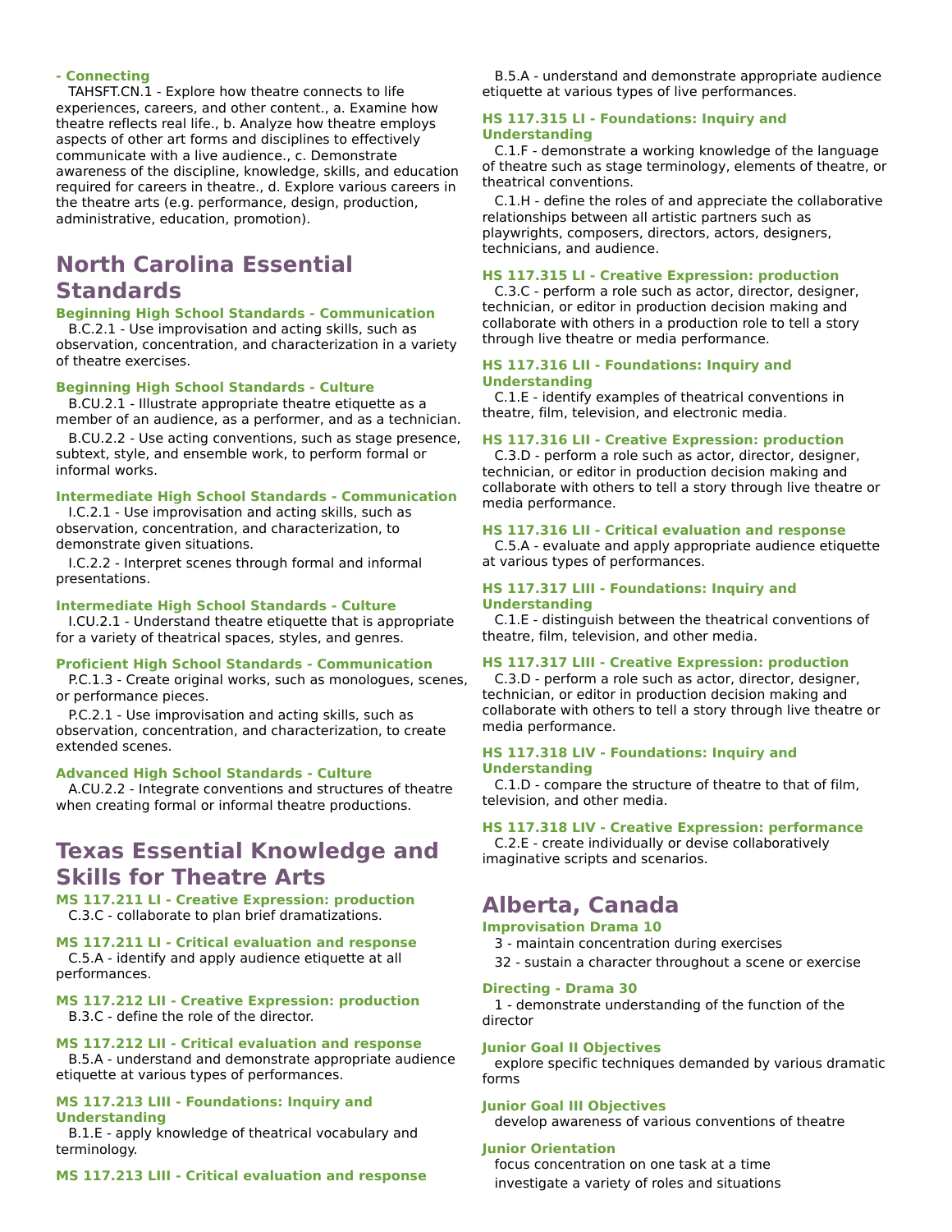#### - Connecting

TAHSFT.CN.1 - Explore how theatre connects to life experiences, careers, and other content., a. Examine how theatre reflects real life., b. Analyze how theatre employs aspects of other art forms and disciplines to effectively communicate with a live audience., c. Demonstrate awareness of the discipline, knowledge, skills, and education required for careers in theatre., d. Explore various careers in the theatre arts (e.g. performance, design, production, administrative, education, promotion).

## North Carolina Essential Standards

#### Beginning High School Standards - Communication

B.C.2.1 - Use improvisation and acting skills, such as observation, concentration, and characterization in a variety of theatre exercises.

#### Beginning High School Standards - Culture

B.CU.2.1 - Illustrate appropriate theatre etiquette as a member of an audience, as a performer, and as a technician.

B.CU.2.2 - Use acting conventions, such as stage presence, subtext, style, and ensemble work, to perform formal or informal works.

#### Intermediate High School Standards - Communication

I.C.2.1 - Use improvisation and acting skills, such as observation, concentration, and characterization, to demonstrate given situations.

I.C.2.2 - Interpret scenes through formal and informal presentations.

#### Intermediate High School Standards - Culture

I.CU.2.1 - Understand theatre etiquette that is appropriate for a variety of theatrical spaces, styles, and genres.

#### Proficient High School Standards - Communication

P.C.1.3 - Create original works, such as monologues, scenes, or performance pieces.

P.C.2.1 - Use improvisation and acting skills, such as observation, concentration, and characterization, to create extended scenes.

#### Advanced High School Standards - Culture

A.CU.2.2 - Integrate conventions and structures of theatre when creating formal or informal theatre productions.

## Texas Essential Knowledge and Skills for Theatre Arts

#### MS 117.211 LI - Creative Expression: production

C.3.C - collaborate to plan brief dramatizations.

#### MS 117.211 LI - Critical evaluation and response

C.5.A - identify and apply audience etiquette at all performances.

#### MS 117.212 LII - Creative Expression: production

B.3.C - define the role of the director.

#### MS 117.212 LII - Critical evaluation and response

B.5.A - understand and demonstrate appropriate audience etiquette at various types of performances.

#### MS 117.213 LIII - Foundations: Inquiry and Understanding

B.1.E - apply knowledge of theatrical vocabulary and terminology.

#### MS 117.213 LIII - Critical evaluation and response

B.5.A - understand and demonstrate appropriate audience etiquette at various types of live performances.

#### HS 117.315 LI - Foundations: Inquiry and Understanding

C.1.F - demonstrate a working knowledge of the language of theatre such as stage terminology, elements of theatre, or theatrical conventions.

C.1.H - define the roles of and appreciate the collaborative relationships between all artistic partners such as playwrights, composers, directors, actors, designers, technicians, and audience.

#### HS 117.315 LI - Creative Expression: production

C.3.C - perform a role such as actor, director, designer, technician, or editor in production decision making and collaborate with others in a production role to tell a story through live theatre or media performance.

#### HS 117.316 LII - Foundations: Inquiry and Understanding

C.1.E - identify examples of theatrical conventions in theatre, film, television, and electronic media.

#### HS 117.316 LII - Creative Expression: production

C.3.D - perform a role such as actor, director, designer, technician, or editor in production decision making and collaborate with others to tell a story through live theatre or media performance.

#### HS 117.316 LII - Critical evaluation and response

C.5.A - evaluate and apply appropriate audience etiquette at various types of performances.

#### HS 117.317 LIII - Foundations: Inquiry and Understanding

C.1.E - distinguish between the theatrical conventions of theatre, film, television, and other media.

#### HS 117.317 LIII - Creative Expression: production

C.3.D - perform a role such as actor, director, designer, technician, or editor in production decision making and collaborate with others to tell a story through live theatre or media performance.

#### HS 117.318 LIV - Foundations: Inquiry and Understanding

C.1.D - compare the structure of theatre to that of film, television, and other media.

#### HS 117.318 LIV - Creative Expression: performance

C.2.E - create individually or devise collaboratively imaginative scripts and scenarios.

## Alberta, Canada

#### Improvisation Drama 10

3 - maintain concentration during exercises

32 - sustain a character throughout a scene or exercise

#### Directing - Drama 30

1 - demonstrate understanding of the function of the director

#### Junior Goal II Objectives

explore specific techniques demanded by various dramatic forms

#### Junior Goal III Objectives

develop awareness of various conventions of theatre

#### Junior Orientation

focus concentration on one task at a time

investigate a variety of roles and situations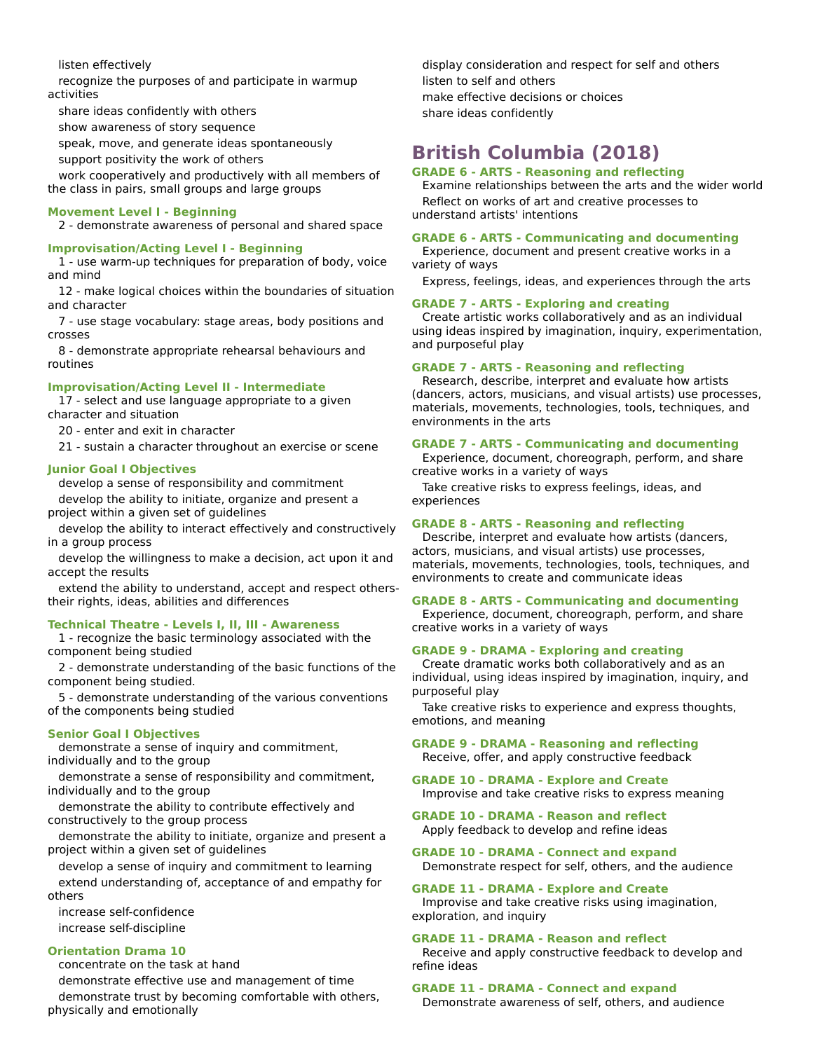listen effectively

recognize the purposes of and participate in warmup activities

share ideas confidently with others

show awareness of story sequence

speak, move, and generate ideas spontaneously

support positivity the work of others

work cooperatively and productively with all members of the class in pairs, small groups and large groups

#### Movement Level I - Beginning

2 - demonstrate awareness of personal and shared space

#### Improvisation/Acting Level I - Beginning

1 - use warm-up techniques for preparation of body, voice and mind

12 - make logical choices within the boundaries of situation and character

7 - use stage vocabulary: stage areas, body positions and crosses

8 - demonstrate appropriate rehearsal behaviours and routines

#### Improvisation/Acting Level II - Intermediate

17 - select and use language appropriate to a given character and situation

20 - enter and exit in character

21 - sustain a character throughout an exercise or scene

#### Junior Goal I Objectives

develop a sense of responsibility and commitment

develop the ability to initiate, organize and present a project within a given set of guidelines

develop the ability to interact effectively and constructively in a group process

develop the willingness to make a decision, act upon it and accept the results

extend the ability to understand, accept and respect others- their rights, ideas, abilities and differences

#### Technical Theatre - Levels I, II, III - Awareness

1 - recognize the basic terminology associated with the component being studied

2 - demonstrate understanding of the basic functions of the component being studied.

5 - demonstrate understanding of the various conventions of the components being studied

#### Senior Goal I Objectives

demonstrate a sense of inquiry and commitment, individually and to the group

demonstrate a sense of responsibility and commitment, individually and to the group

demonstrate the ability to contribute effectively and constructively to the group process

demonstrate the ability to initiate, organize and present a project within a given set of guidelines

develop a sense of inquiry and commitment to learning

extend understanding of, acceptance of and empathy for others

increase self-confidence

increase self-discipline

#### Orientation Drama 10

concentrate on the task at hand

demonstrate effective use and management of time

demonstrate trust by becoming comfortable with others, physically and emotionally

display consideration and respect for self and others

listen to self and others

make effective decisions or choices

share ideas confidently

## British Columbia (2018)

#### GRADE 6 - ARTS - Reasoning and reflecting

Examine relationships between the arts and the wider world

Reflect on works of art and creative processes to understand artists' intentions

#### GRADE 6 - ARTS - Communicating and documenting

Experience, document and present creative works in a variety of ways

Express, feelings, ideas, and experiences through the arts

#### GRADE 7 - ARTS - Exploring and creating

Create artistic works collaboratively and as an individual using ideas inspired by imagination, inquiry, experimentation, and purposeful play

#### GRADE 7 - ARTS - Reasoning and reflecting

Research, describe, interpret and evaluate how artists (dancers, actors, musicians, and visual artists) use processes, materials, movements, technologies, tools, techniques, and environments in the arts

#### GRADE 7 - ARTS - Communicating and documenting

Experience, document, choreograph, perform, and share creative works in a variety of ways

Take creative risks to express feelings, ideas, and experiences

#### GRADE 8 - ARTS - Reasoning and reflecting

Describe, interpret and evaluate how artists (dancers, actors, musicians, and visual artists) use processes, materials, movements, technologies, tools, techniques, and environments to create and communicate ideas

#### GRADE 8 - ARTS - Communicating and documenting

Experience, document, choreograph, perform, and share creative works in a variety of ways

#### GRADE 9 - DRAMA - Exploring and creating

Create dramatic works both collaboratively and as an individual, using ideas inspired by imagination, inquiry, and purposeful play

Take creative risks to experience and express thoughts, emotions, and meaning

#### GRADE 9 - DRAMA - Reasoning and reflecting

Receive, offer, and apply constructive feedback

#### GRADE 10 - DRAMA - Explore and Create

Improvise and take creative risks to express meaning

#### GRADE 10 - DRAMA - Reason and reflect

Apply feedback to develop and refine ideas

#### GRADE 10 - DRAMA - Connect and expand

Demonstrate respect for self, others, and the audience

#### GRADE 11 - DRAMA - Explore and Create

Improvise and take creative risks using imagination, exploration, and inquiry

#### GRADE 11 - DRAMA - Reason and reflect

Receive and apply constructive feedback to develop and refine ideas

#### GRADE 11 - DRAMA - Connect and expand

Demonstrate awareness of self, others, and audience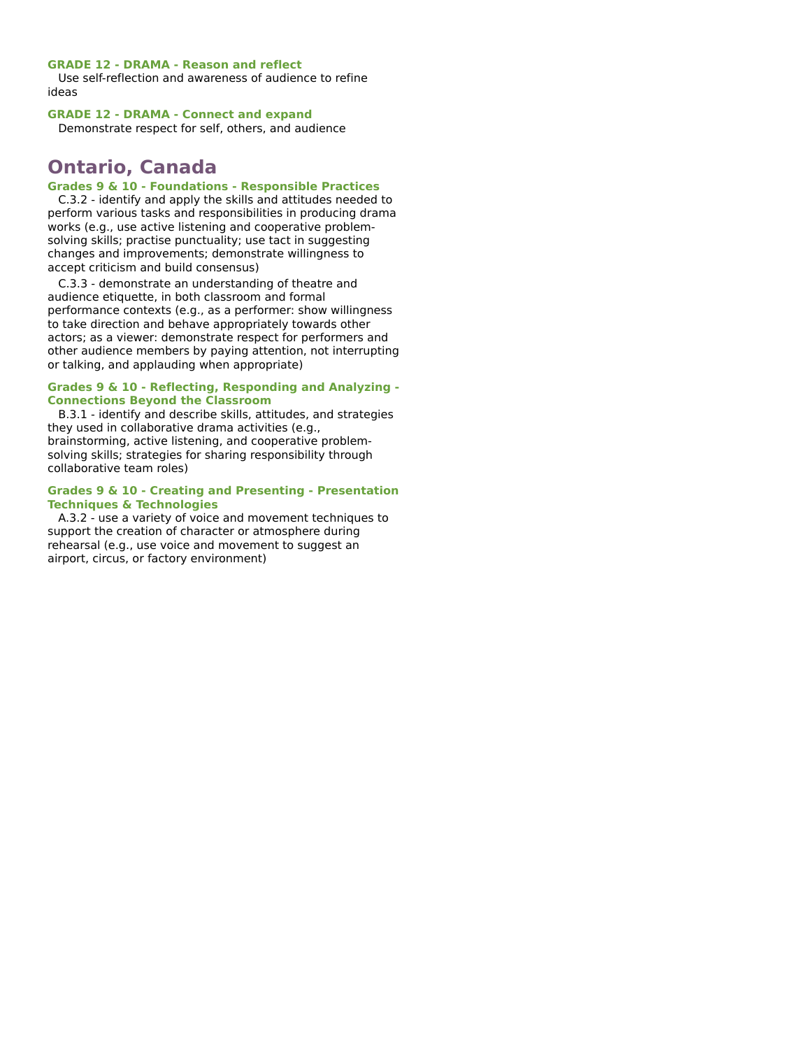**GRADE 12 - DRAMA - Reason and reflect**

Use self-reflection and awareness of audience to refine ideas

**GRADE 12 - DRAMA - Connect and expand**

Demonstrate respect for self, others, and audience

## Ontario, Canada

**Grades 9 & 10 - Foundations - Responsible Practices**

C.3.2 - identify and apply the skills and attitudes needed to perform various tasks and responsibilities in producing drama works (e.g., use active listening and cooperative problem-solving skills; practise punctuality; use tact in suggesting changes and improvements; demonstrate willingness to accept criticism and build consensus)

C.3.3 - demonstrate an understanding of theatre and audience etiquette, in both classroom and formal performance contexts (e.g., as a performer: show willingness to take direction and behave appropriately towards other actors; as a viewer: demonstrate respect for performers and other audience members by paying attention, not interrupting or talking, and applauding when appropriate)

**Grades 9 & 10 - Reflecting, Responding and Analyzing - Connections Beyond the Classroom**

B.3.1 - identify and describe skills, attitudes, and strategies they used in collaborative drama activities (e.g., brainstorming, active listening, and cooperative problem-solving skills; strategies for sharing responsibility through collaborative team roles)

**Grades 9 & 10 - Creating and Presenting - Presentation Techniques & Technologies**

A.3.2 - use a variety of voice and movement techniques to support the creation of character or atmosphere during rehearsal (e.g., use voice and movement to suggest an airport, circus, or factory environment)